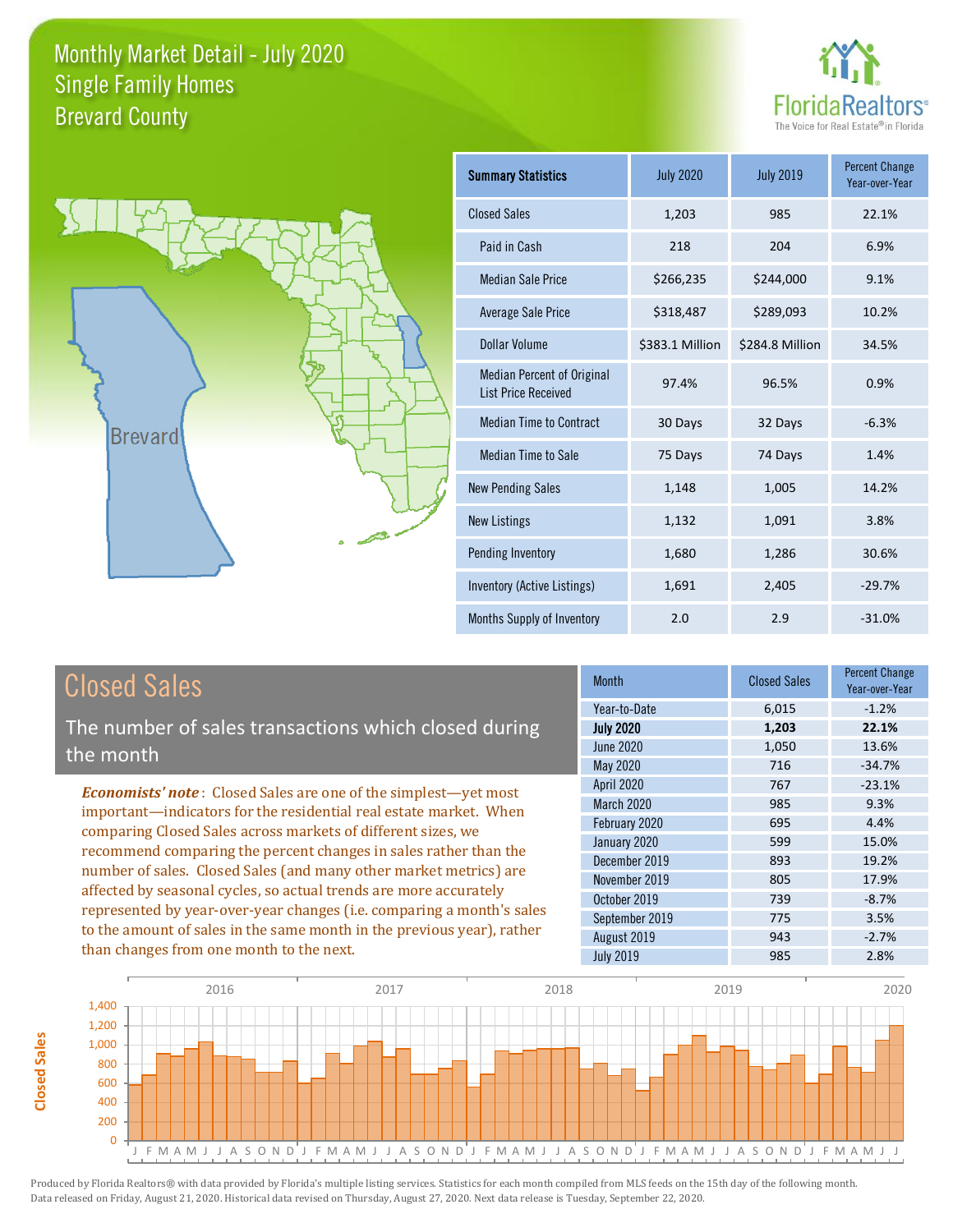# Monthly Market Detail - July 2020
## Single Family Homes
## Brevard County

FloridaRealtors® The Voice for Real Estate® in Florida

| Summary Statistics | July 2020 | July 2019 | Percent Change Year-over-Year |
|---|---|---|---|
| Closed Sales | 1,203 | 985 | 22.1% |
| Paid in Cash | 218 | 204 | 6.9% |
| Median Sale Price | $266,235 | $244,000 | 9.1% |
| Average Sale Price | $318,487 | $289,093 | 10.2% |
| Dollar Volume | $383.1 Million | $284.8 Million | 34.5% |
| Median Percent of Original List Price Received | 97.4% | 96.5% | 0.9% |
| Median Time to Contract | 30 Days | 32 Days | -6.3% |
| Median Time to Sale | 75 Days | 74 Days | 1.4% |
| New Pending Sales | 1,148 | 1,005 | 14.2% |
| New Listings | 1,132 | 1,091 | 3.8% |
| Pending Inventory | 1,680 | 1,286 | 30.6% |
| Inventory (Active Listings) | 1,691 | 2,405 | -29.7% |
| Months Supply of Inventory | 2.0 | 2.9 | -31.0% |

## Closed Sales

The number of sales transactions which closed during the month

***Economists' note***: Closed Sales are one of the simplest—yet most important—indicators for the residential real estate market. When comparing Closed Sales across markets of different sizes, we recommend comparing the percent changes in sales rather than the number of sales. Closed Sales (and many other market metrics) are affected by seasonal cycles, so actual trends are more accurately represented by year-over-year changes (i.e. comparing a month's sales to the amount of sales in the same month in the previous year), rather than changes from one month to the next.

| Month | Closed Sales | Percent Change Year-over-Year |
|---|---|---|
| Year-to-Date | 6,015 | -1.2% |
| **July 2020** | **1,203** | **22.1%** |
| June 2020 | 1,050 | 13.6% |
| May 2020 | 716 | -34.7% |
| April 2020 | 767 | -23.1% |
| March 2020 | 985 | 9.3% |
| February 2020 | 695 | 4.4% |
| January 2020 | 599 | 15.0% |
| December 2019 | 893 | 19.2% |
| November 2019 | 805 | 17.9% |
| October 2019 | 739 | -8.7% |
| September 2019 | 775 | 3.5% |
| August 2019 | 943 | -2.7% |
| July 2019 | 985 | 2.8% |

Produced by Florida Realtors® with data provided by Florida's multiple listing services. Statistics for each month compiled from MLS feeds on the 15th day of the following month. Data released on Friday, August 21, 2020. Historical data revised on Thursday, August 27, 2020. Next data release is Tuesday, September 22, 2020.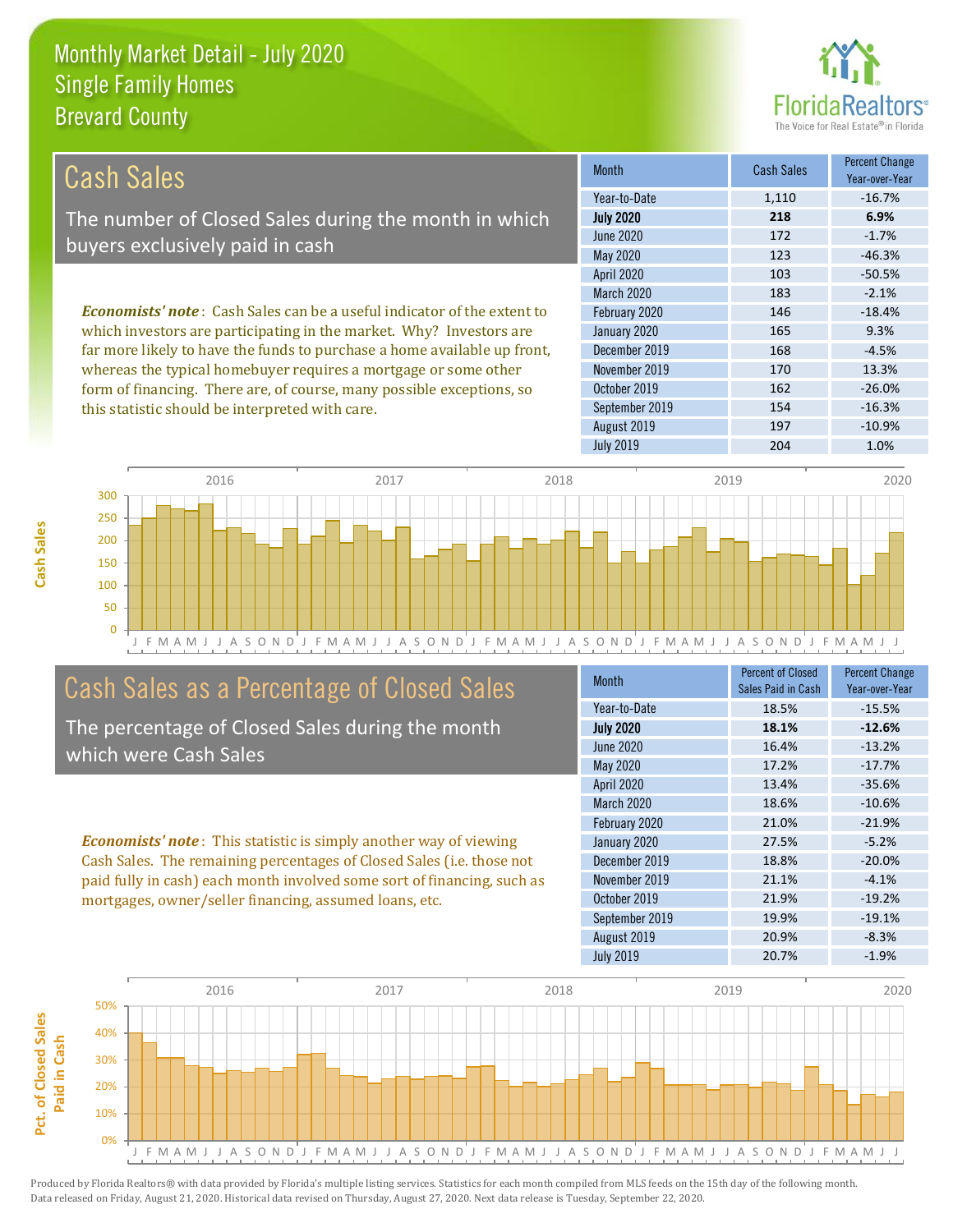# Monthly Market Detail - July 2020
## Single Family Homes
## Brevard County

## Cash Sales

The number of Closed Sales during the month in which buyers exclusively paid in cash

*Economists' note*: Cash Sales can be a useful indicator of the extent to which investors are participating in the market. Why? Investors are far more likely to have the funds to purchase a home available up front, whereas the typical homebuyer requires a mortgage or some other form of financing. There are, of course, many possible exceptions, so this statistic should be interpreted with care.

| Month | Cash Sales | Percent Change Year-over-Year |
|---|---|---|
| Year-to-Date | 1,110 | -16.7% |
| **July 2020** | **218** | **6.9%** |
| June 2020 | 172 | -1.7% |
| May 2020 | 123 | -46.3% |
| April 2020 | 103 | -50.5% |
| March 2020 | 183 | -2.1% |
| February 2020 | 146 | -18.4% |
| January 2020 | 165 | 9.3% |
| December 2019 | 168 | -4.5% |
| November 2019 | 170 | 13.3% |
| October 2019 | 162 | -26.0% |
| September 2019 | 154 | -16.3% |
| August 2019 | 197 | -10.9% |
| July 2019 | 204 | 1.0% |

## Cash Sales as a Percentage of Closed Sales

The percentage of Closed Sales during the month which were Cash Sales

*Economists' note*: This statistic is simply another way of viewing Cash Sales. The remaining percentages of Closed Sales (i.e. those not paid fully in cash) each month involved some sort of financing, such as mortgages, owner/seller financing, assumed loans, etc.

| Month | Percent of Closed Sales Paid in Cash | Percent Change Year-over-Year |
|---|---|---|
| Year-to-Date | 18.5% | -15.5% |
| **July 2020** | **18.1%** | **-12.6%** |
| June 2020 | 16.4% | -13.2% |
| May 2020 | 17.2% | -17.7% |
| April 2020 | 13.4% | -35.6% |
| March 2020 | 18.6% | -10.6% |
| February 2020 | 21.0% | -21.9% |
| January 2020 | 27.5% | -5.2% |
| December 2019 | 18.8% | -20.0% |
| November 2019 | 21.1% | -4.1% |
| October 2019 | 21.9% | -19.2% |
| September 2019 | 19.9% | -19.1% |
| August 2019 | 20.9% | -8.3% |
| July 2019 | 20.7% | -1.9% |

Produced by Florida Realtors® with data provided by Florida's multiple listing services. Statistics for each month compiled from MLS feeds on the 15th day of the following month. Data released on Friday, August 21, 2020. Historical data revised on Thursday, August 27, 2020. Next data release is Tuesday, September 22, 2020.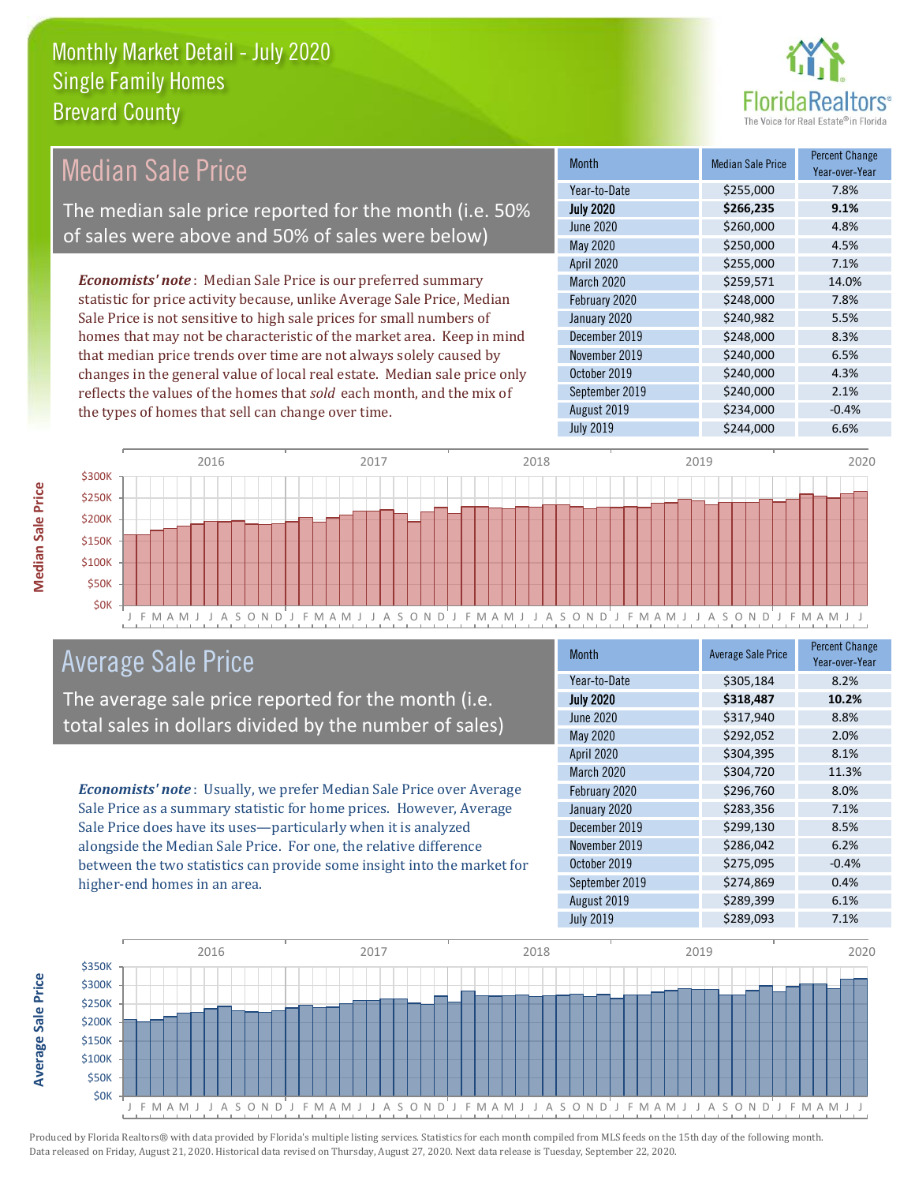# Monthly Market Detail - July 2020
## Single Family Homes
## Brevard County

## Median Sale Price

The median sale price reported for the month (i.e. 50% of sales were above and 50% of sales were below)

***Economists' note***: Median Sale Price is our preferred summary statistic for price activity because, unlike Average Sale Price, Median Sale Price is not sensitive to high sale prices for small numbers of homes that may not be characteristic of the market area. Keep in mind that median price trends over time are not always solely caused by changes in the general value of local real estate. Median sale price only reflects the values of the homes that *sold* each month, and the mix of the types of homes that sell can change over time.

| Month | Median Sale Price | Percent Change Year-over-Year |
|---|---|---|
| Year-to-Date | $255,000 | 7.8% |
| **July 2020** | **$266,235** | **9.1%** |
| June 2020 | $260,000 | 4.8% |
| May 2020 | $250,000 | 4.5% |
| April 2020 | $255,000 | 7.1% |
| March 2020 | $259,571 | 14.0% |
| February 2020 | $248,000 | 7.8% |
| January 2020 | $240,982 | 5.5% |
| December 2019 | $248,000 | 8.3% |
| November 2019 | $240,000 | 6.5% |
| October 2019 | $240,000 | 4.3% |
| September 2019 | $240,000 | 2.1% |
| August 2019 | $234,000 | -0.4% |
| July 2019 | $244,000 | 6.6% |

## Average Sale Price

The average sale price reported for the month (i.e. total sales in dollars divided by the number of sales)

***Economists' note***: Usually, we prefer Median Sale Price over Average Sale Price as a summary statistic for home prices. However, Average Sale Price does have its uses—particularly when it is analyzed alongside the Median Sale Price. For one, the relative difference between the two statistics can provide some insight into the market for higher-end homes in an area.

| Month | Average Sale Price | Percent Change Year-over-Year |
|---|---|---|
| Year-to-Date | $305,184 | 8.2% |
| **July 2020** | **$318,487** | **10.2%** |
| June 2020 | $317,940 | 8.8% |
| May 2020 | $292,052 | 2.0% |
| April 2020 | $304,395 | 8.1% |
| March 2020 | $304,720 | 11.3% |
| February 2020 | $296,760 | 8.0% |
| January 2020 | $283,356 | 7.1% |
| December 2019 | $299,130 | 8.5% |
| November 2019 | $286,042 | 6.2% |
| October 2019 | $275,095 | -0.4% |
| September 2019 | $274,869 | 0.4% |
| August 2019 | $289,399 | 6.1% |
| July 2019 | $289,093 | 7.1% |

Produced by Florida Realtors® with data provided by Florida's multiple listing services. Statistics for each month compiled from MLS feeds on the 15th day of the following month. Data released on Friday, August 21, 2020. Historical data revised on Thursday, August 27, 2020. Next data release is Tuesday, September 22, 2020.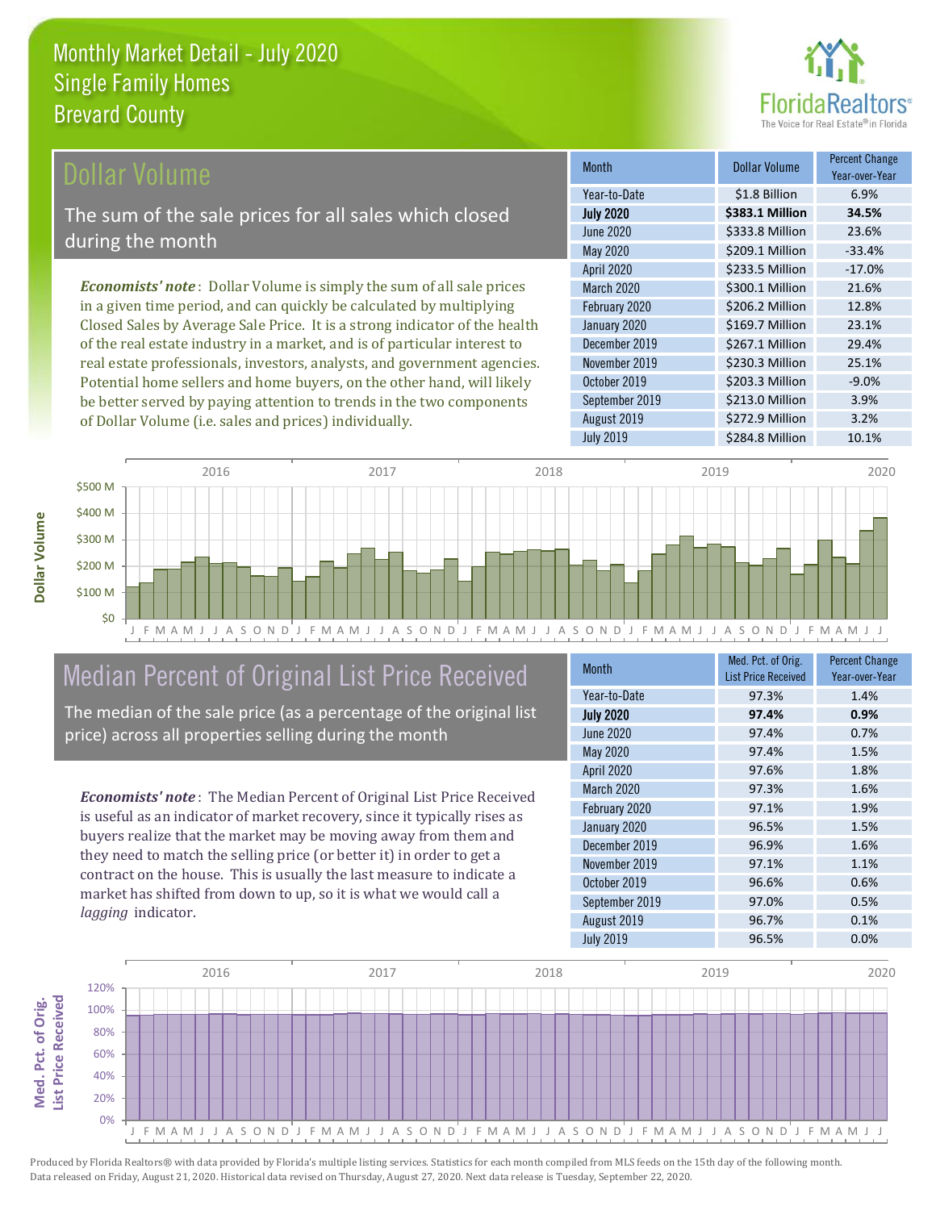# Monthly Market Detail - July 2020
## Single Family Homes
## Brevard County

## Dollar Volume

The sum of the sale prices for all sales which closed during the month

***Economists' note***: Dollar Volume is simply the sum of all sale prices in a given time period, and can quickly be calculated by multiplying Closed Sales by Average Sale Price. It is a strong indicator of the health of the real estate industry in a market, and is of particular interest to real estate professionals, investors, analysts, and government agencies. Potential home sellers and home buyers, on the other hand, will likely be better served by paying attention to trends in the two components of Dollar Volume (i.e. sales and prices) individually.

| Month | Dollar Volume | Percent Change Year-over-Year |
|---|---|---|
| Year-to-Date | $1.8 Billion | 6.9% |
| **July 2020** | **$383.1 Million** | **34.5%** |
| June 2020 | $333.8 Million | 23.6% |
| May 2020 | $209.1 Million | -33.4% |
| April 2020 | $233.5 Million | -17.0% |
| March 2020 | $300.1 Million | 21.6% |
| February 2020 | $206.2 Million | 12.8% |
| January 2020 | $169.7 Million | 23.1% |
| December 2019 | $267.1 Million | 29.4% |
| November 2019 | $230.3 Million | 25.1% |
| October 2019 | $203.3 Million | -9.0% |
| September 2019 | $213.0 Million | 3.9% |
| August 2019 | $272.9 Million | 3.2% |
| July 2019 | $284.8 Million | 10.1% |

## Median Percent of Original List Price Received

The median of the sale price (as a percentage of the original list price) across all properties selling during the month

***Economists' note***: The Median Percent of Original List Price Received is useful as an indicator of market recovery, since it typically rises as buyers realize that the market may be moving away from them and they need to match the selling price (or better it) in order to get a contract on the house. This is usually the last measure to indicate a market has shifted from down to up, so it is what we would call a *lagging* indicator.

| Month | Med. Pct. of Orig. List Price Received | Percent Change Year-over-Year |
|---|---|---|
| Year-to-Date | 97.3% | 1.4% |
| **July 2020** | **97.4%** | **0.9%** |
| June 2020 | 97.4% | 0.7% |
| May 2020 | 97.4% | 1.5% |
| April 2020 | 97.6% | 1.8% |
| March 2020 | 97.3% | 1.6% |
| February 2020 | 97.1% | 1.9% |
| January 2020 | 96.5% | 1.5% |
| December 2019 | 96.9% | 1.6% |
| November 2019 | 97.1% | 1.1% |
| October 2019 | 96.6% | 0.6% |
| September 2019 | 97.0% | 0.5% |
| August 2019 | 96.7% | 0.1% |
| July 2019 | 96.5% | 0.0% |

Produced by Florida Realtors® with data provided by Florida's multiple listing services. Statistics for each month compiled from MLS feeds on the 15th day of the following month. Data released on Friday, August 21, 2020. Historical data revised on Thursday, August 27, 2020. Next data release is Tuesday, September 22, 2020.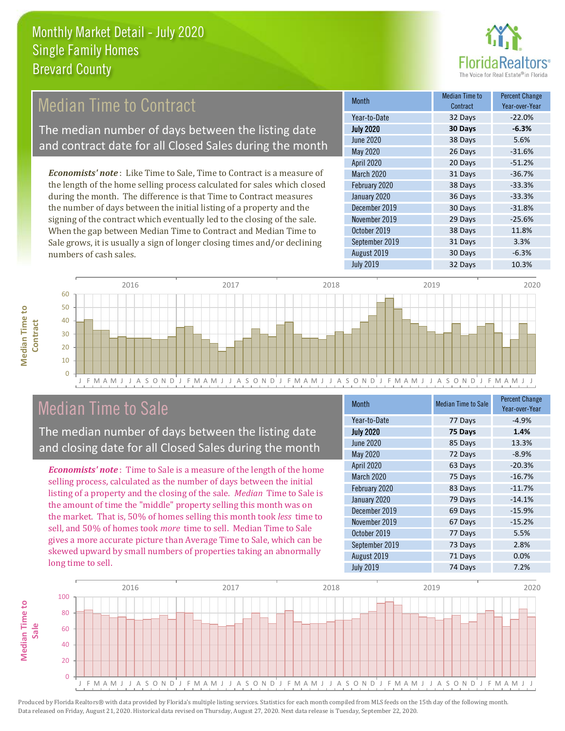# Monthly Market Detail - July 2020
## Single Family Homes
## Brevard County

## Median Time to Contract

The median number of days between the listing date and contract date for all Closed Sales during the month

*Economists' note*: Like Time to Sale, Time to Contract is a measure of the length of the home selling process calculated for sales which closed during the month. The difference is that Time to Contract measures the number of days between the initial listing of a property and the signing of the contract which eventually led to the closing of the sale. When the gap between Median Time to Contract and Median Time to Sale grows, it is usually a sign of longer closing times and/or declining numbers of cash sales.

| Month | Median Time to Contract | Percent Change Year-over-Year |
|---|---|---|
| Year-to-Date | 32 Days | -22.0% |
| **July 2020** | **30 Days** | **-6.3%** |
| June 2020 | 38 Days | 5.6% |
| May 2020 | 26 Days | -31.6% |
| April 2020 | 20 Days | -51.2% |
| March 2020 | 31 Days | -36.7% |
| February 2020 | 38 Days | -33.3% |
| January 2020 | 36 Days | -33.3% |
| December 2019 | 30 Days | -31.8% |
| November 2019 | 29 Days | -25.6% |
| October 2019 | 38 Days | 11.8% |
| September 2019 | 31 Days | 3.3% |
| August 2019 | 30 Days | -6.3% |
| July 2019 | 32 Days | 10.3% |

## Median Time to Sale

The median number of days between the listing date and closing date for all Closed Sales during the month

*Economists' note*: Time to Sale is a measure of the length of the home selling process, calculated as the number of days between the initial listing of a property and the closing of the sale. *Median* Time to Sale is the amount of time the "middle" property selling this month was on the market. That is, 50% of homes selling this month took *less* time to sell, and 50% of homes took *more* time to sell. Median Time to Sale gives a more accurate picture than Average Time to Sale, which can be skewed upward by small numbers of properties taking an abnormally long time to sell.

| Month | Median Time to Sale | Percent Change Year-over-Year |
|---|---|---|
| Year-to-Date | 77 Days | -4.9% |
| **July 2020** | **75 Days** | **1.4%** |
| June 2020 | 85 Days | 13.3% |
| May 2020 | 72 Days | -8.9% |
| April 2020 | 63 Days | -20.3% |
| March 2020 | 75 Days | -16.7% |
| February 2020 | 83 Days | -11.7% |
| January 2020 | 79 Days | -14.1% |
| December 2019 | 69 Days | -15.9% |
| November 2019 | 67 Days | -15.2% |
| October 2019 | 77 Days | 5.5% |
| September 2019 | 73 Days | 2.8% |
| August 2019 | 71 Days | 0.0% |
| July 2019 | 74 Days | 7.2% |

Produced by Florida Realtors® with data provided by Florida's multiple listing services. Statistics for each month compiled from MLS feeds on the 15th day of the following month. Data released on Friday, August 21, 2020. Historical data revised on Thursday, August 27, 2020. Next data release is Tuesday, September 22, 2020.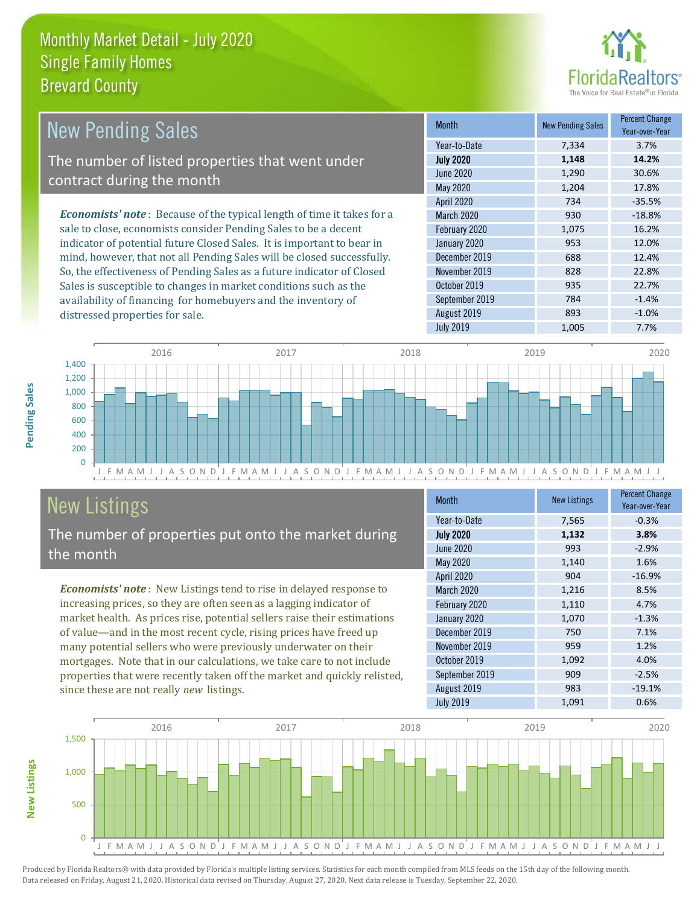# Monthly Market Detail - July 2020
## Single Family Homes
## Brevard County

## New Pending Sales

The number of listed properties that went under contract during the month

***Economists' note***: Because of the typical length of time it takes for a sale to close, economists consider Pending Sales to be a decent indicator of potential future Closed Sales. It is important to bear in mind, however, that not all Pending Sales will be closed successfully. So, the effectiveness of Pending Sales as a future indicator of Closed Sales is susceptible to changes in market conditions such as the availability of financing for homebuyers and the inventory of distressed properties for sale.

| Month | New Pending Sales | Percent Change Year-over-Year |
|---|---|---|
| Year-to-Date | 7,334 | 3.7% |
| **July 2020** | **1,148** | **14.2%** |
| June 2020 | 1,290 | 30.6% |
| May 2020 | 1,204 | 17.8% |
| April 2020 | 734 | -35.5% |
| March 2020 | 930 | -18.8% |
| February 2020 | 1,075 | 16.2% |
| January 2020 | 953 | 12.0% |
| December 2019 | 688 | 12.4% |
| November 2019 | 828 | 22.8% |
| October 2019 | 935 | 22.7% |
| September 2019 | 784 | -1.4% |
| August 2019 | 893 | -1.0% |
| July 2019 | 1,005 | 7.7% |

## New Listings

The number of properties put onto the market during the month

***Economists' note***: New Listings tend to rise in delayed response to increasing prices, so they are often seen as a lagging indicator of market health. As prices rise, potential sellers raise their estimations of value—and in the most recent cycle, rising prices have freed up many potential sellers who were previously underwater on their mortgages. Note that in our calculations, we take care to not include properties that were recently taken off the market and quickly relisted, since these are not really *new* listings.

| Month | New Listings | Percent Change Year-over-Year |
|---|---|---|
| Year-to-Date | 7,565 | -0.3% |
| **July 2020** | **1,132** | **3.8%** |
| June 2020 | 993 | -2.9% |
| May 2020 | 1,140 | 1.6% |
| April 2020 | 904 | -16.9% |
| March 2020 | 1,216 | 8.5% |
| February 2020 | 1,110 | 4.7% |
| January 2020 | 1,070 | -1.3% |
| December 2019 | 750 | 7.1% |
| November 2019 | 959 | 1.2% |
| October 2019 | 1,092 | 4.0% |
| September 2019 | 909 | -2.5% |
| August 2019 | 983 | -19.1% |
| July 2019 | 1,091 | 0.6% |

Produced by Florida Realtors® with data provided by Florida's multiple listing services. Statistics for each month compiled from MLS feeds on the 15th day of the following month. Data released on Friday, August 21, 2020. Historical data revised on Thursday, August 27, 2020. Next data release is Tuesday, September 22, 2020.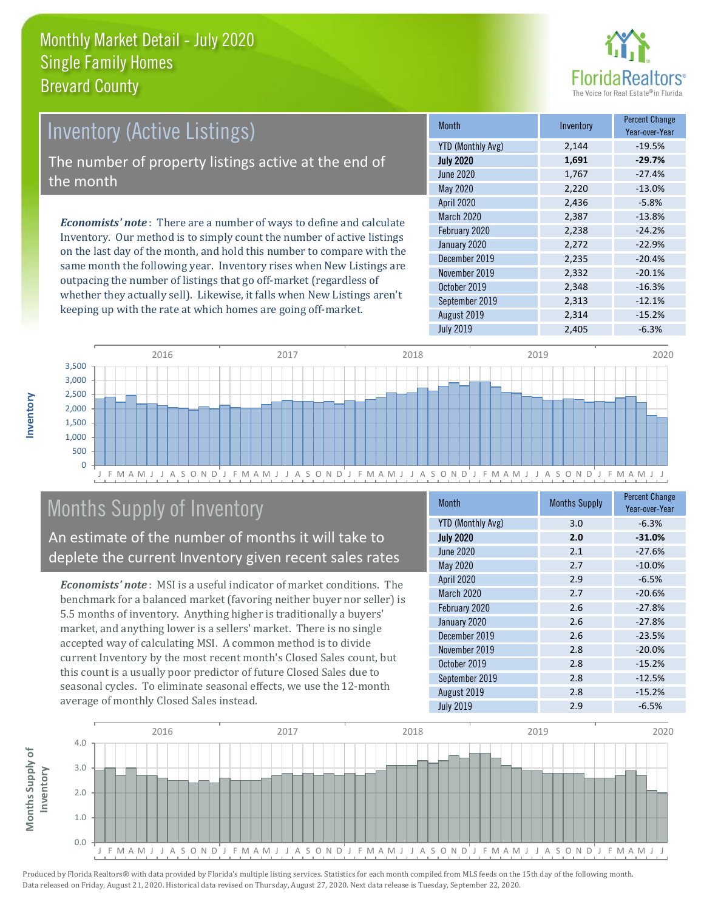# Monthly Market Detail - July 2020
## Single Family Homes
## Brevard County

## Inventory (Active Listings)

The number of property listings active at the end of the month

***Economists' note***: There are a number of ways to define and calculate Inventory. Our method is to simply count the number of active listings on the last day of the month, and hold this number to compare with the same month the following year. Inventory rises when New Listings are outpacing the number of listings that go off-market (regardless of whether they actually sell). Likewise, it falls when New Listings aren't keeping up with the rate at which homes are going off-market.

| Month | Inventory | Percent Change Year-over-Year |
|---|---|---|
| YTD (Monthly Avg) | 2,144 | -19.5% |
| **July 2020** | **1,691** | **-29.7%** |
| June 2020 | 1,767 | -27.4% |
| May 2020 | 2,220 | -13.0% |
| April 2020 | 2,436 | -5.8% |
| March 2020 | 2,387 | -13.8% |
| February 2020 | 2,238 | -24.2% |
| January 2020 | 2,272 | -22.9% |
| December 2019 | 2,235 | -20.4% |
| November 2019 | 2,332 | -20.1% |
| October 2019 | 2,348 | -16.3% |
| September 2019 | 2,313 | -12.1% |
| August 2019 | 2,314 | -15.2% |
| July 2019 | 2,405 | -6.3% |

## Months Supply of Inventory

An estimate of the number of months it will take to deplete the current Inventory given recent sales rates

***Economists' note***: MSI is a useful indicator of market conditions. The benchmark for a balanced market (favoring neither buyer nor seller) is 5.5 months of inventory. Anything higher is traditionally a buyers' market, and anything lower is a sellers' market. There is no single accepted way of calculating MSI. A common method is to divide current Inventory by the most recent month's Closed Sales count, but this count is a usually poor predictor of future Closed Sales due to seasonal cycles. To eliminate seasonal effects, we use the 12-month average of monthly Closed Sales instead.

| Month | Months Supply | Percent Change Year-over-Year |
|---|---|---|
| YTD (Monthly Avg) | 3.0 | -6.3% |
| **July 2020** | **2.0** | **-31.0%** |
| June 2020 | 2.1 | -27.6% |
| May 2020 | 2.7 | -10.0% |
| April 2020 | 2.9 | -6.5% |
| March 2020 | 2.7 | -20.6% |
| February 2020 | 2.6 | -27.8% |
| January 2020 | 2.6 | -27.8% |
| December 2019 | 2.6 | -23.5% |
| November 2019 | 2.8 | -20.0% |
| October 2019 | 2.8 | -15.2% |
| September 2019 | 2.8 | -12.5% |
| August 2019 | 2.8 | -15.2% |
| July 2019 | 2.9 | -6.5% |

Produced by Florida Realtors® with data provided by Florida's multiple listing services. Statistics for each month compiled from MLS feeds on the 15th day of the following month. Data released on Friday, August 21, 2020. Historical data revised on Thursday, August 27, 2020. Next data release is Tuesday, September 22, 2020.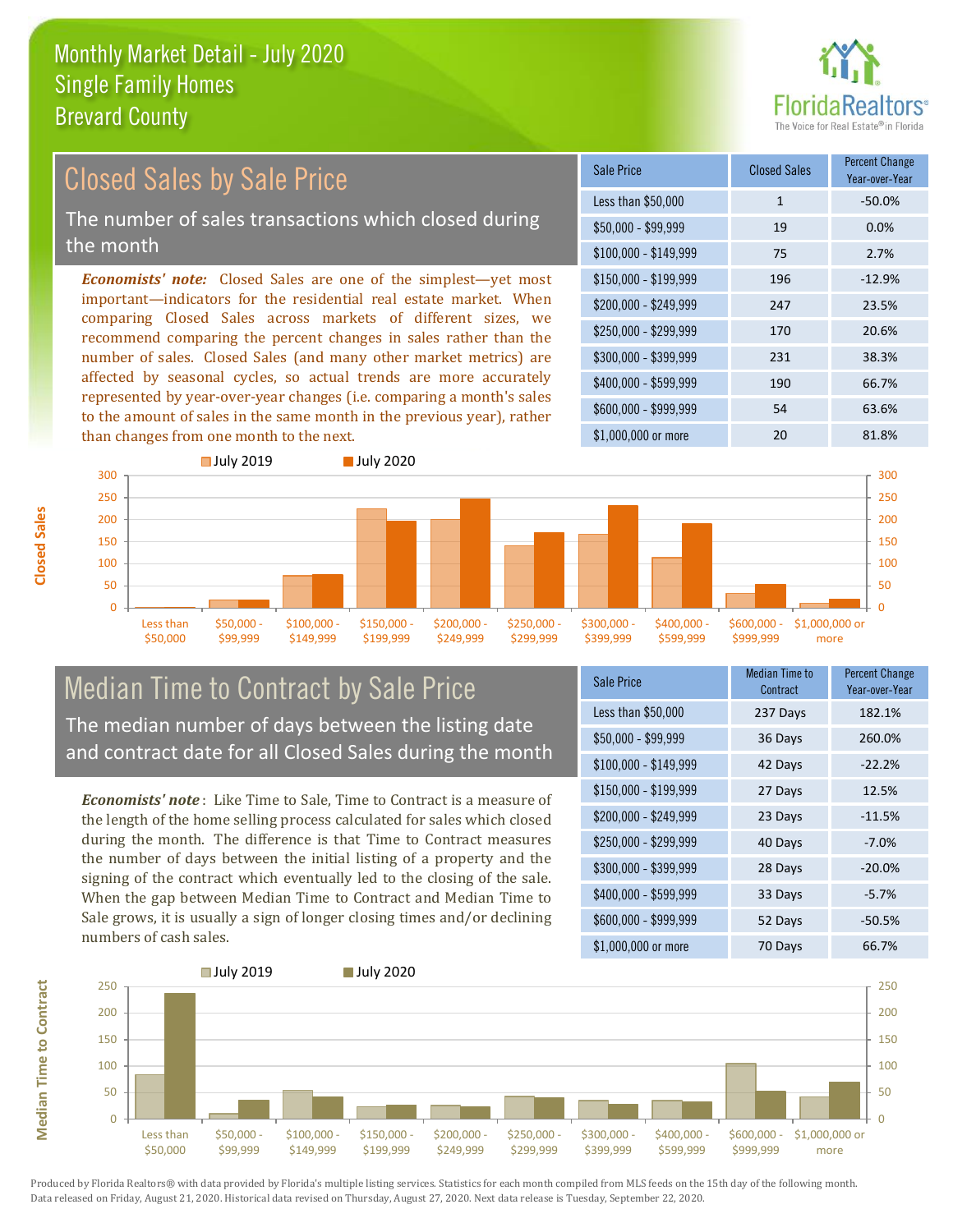# Monthly Market Detail - July 2020
## Single Family Homes
## Brevard County

## Closed Sales by Sale Price

The number of sales transactions which closed during the month

*Economists' note:* Closed Sales are one of the simplest—yet most important—indicators for the residential real estate market. When comparing Closed Sales across markets of different sizes, we recommend comparing the percent changes in sales rather than the number of sales. Closed Sales (and many other market metrics) are affected by seasonal cycles, so actual trends are more accurately represented by year-over-year changes (i.e. comparing a month's sales to the amount of sales in the same month in the previous year), rather than changes from one month to the next.

| Sale Price | Closed Sales | Percent Change Year-over-Year |
|---|---|---|
| Less than $50,000 | 1 | -50.0% |
| $50,000 - $99,999 | 19 | 0.0% |
| $100,000 - $149,999 | 75 | 2.7% |
| $150,000 - $199,999 | 196 | -12.9% |
| $200,000 - $249,999 | 247 | 23.5% |
| $250,000 - $299,999 | 170 | 20.6% |
| $300,000 - $399,999 | 231 | 38.3% |
| $400,000 - $599,999 | 190 | 66.7% |
| $600,000 - $999,999 | 54 | 63.6% |
| $1,000,000 or more | 20 | 81.8% |

## Median Time to Contract by Sale Price

The median number of days between the listing date and contract date for all Closed Sales during the month

*Economists' note*: Like Time to Sale, Time to Contract is a measure of the length of the home selling process calculated for sales which closed during the month. The difference is that Time to Contract measures the number of days between the initial listing of a property and the signing of the contract which eventually led to the closing of the sale. When the gap between Median Time to Contract and Median Time to Sale grows, it is usually a sign of longer closing times and/or declining numbers of cash sales.

| Sale Price | Median Time to Contract | Percent Change Year-over-Year |
|---|---|---|
| Less than $50,000 | 237 Days | 182.1% |
| $50,000 - $99,999 | 36 Days | 260.0% |
| $100,000 - $149,999 | 42 Days | -22.2% |
| $150,000 - $199,999 | 27 Days | 12.5% |
| $200,000 - $249,999 | 23 Days | -11.5% |
| $250,000 - $299,999 | 40 Days | -7.0% |
| $300,000 - $399,999 | 28 Days | -20.0% |
| $400,000 - $599,999 | 33 Days | -5.7% |
| $600,000 - $999,999 | 52 Days | -50.5% |
| $1,000,000 or more | 70 Days | 66.7% |

Produced by Florida Realtors® with data provided by Florida's multiple listing services. Statistics for each month compiled from MLS feeds on the 15th day of the following month. Data released on Friday, August 21, 2020. Historical data revised on Thursday, August 27, 2020. Next data release is Tuesday, September 22, 2020.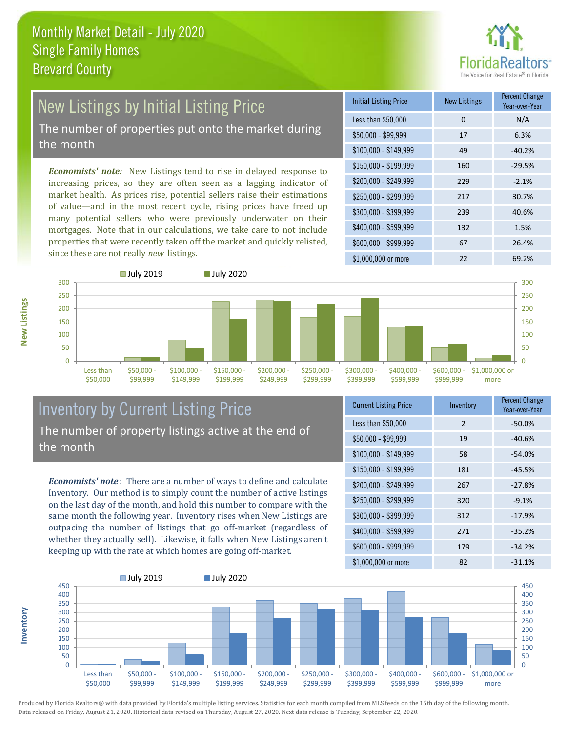# Monthly Market Detail - July 2020
## Single Family Homes
## Brevard County

## New Listings by Initial Listing Price

The number of properties put onto the market during the month

***Economists' note:*** New Listings tend to rise in delayed response to increasing prices, so they are often seen as a lagging indicator of market health. As prices rise, potential sellers raise their estimations of value—and in the most recent cycle, rising prices have freed up many potential sellers who were previously underwater on their mortgages. Note that in our calculations, we take care to not include properties that were recently taken off the market and quickly relisted, since these are not really *new* listings.

| Initial Listing Price | New Listings | Percent Change Year-over-Year |
|---|---|---|
| Less than $50,000 | 0 | N/A |
| $50,000 - $99,999 | 17 | 6.3% |
| $100,000 - $149,999 | 49 | -40.2% |
| $150,000 - $199,999 | 160 | -29.5% |
| $200,000 - $249,999 | 229 | -2.1% |
| $250,000 - $299,999 | 217 | 30.7% |
| $300,000 - $399,999 | 239 | 40.6% |
| $400,000 - $599,999 | 132 | 1.5% |
| $600,000 - $999,999 | 67 | 26.4% |
| $1,000,000 or more | 22 | 69.2% |

## Inventory by Current Listing Price

The number of property listings active at the end of the month

***Economists' note*:** There are a number of ways to define and calculate Inventory. Our method is to simply count the number of active listings on the last day of the month, and hold this number to compare with the same month the following year. Inventory rises when New Listings are outpacing the number of listings that go off-market (regardless of whether they actually sell). Likewise, it falls when New Listings aren't keeping up with the rate at which homes are going off-market.

| Current Listing Price | Inventory | Percent Change Year-over-Year |
|---|---|---|
| Less than $50,000 | 2 | -50.0% |
| $50,000 - $99,999 | 19 | -40.6% |
| $100,000 - $149,999 | 58 | -54.0% |
| $150,000 - $199,999 | 181 | -45.5% |
| $200,000 - $249,999 | 267 | -27.8% |
| $250,000 - $299,999 | 320 | -9.1% |
| $300,000 - $399,999 | 312 | -17.9% |
| $400,000 - $599,999 | 271 | -35.2% |
| $600,000 - $999,999 | 179 | -34.2% |
| $1,000,000 or more | 82 | -31.1% |

Produced by Florida Realtors® with data provided by Florida's multiple listing services. Statistics for each month compiled from MLS feeds on the 15th day of the following month. Data released on Friday, August 21, 2020. Historical data revised on Thursday, August 27, 2020. Next data release is Tuesday, September 22, 2020.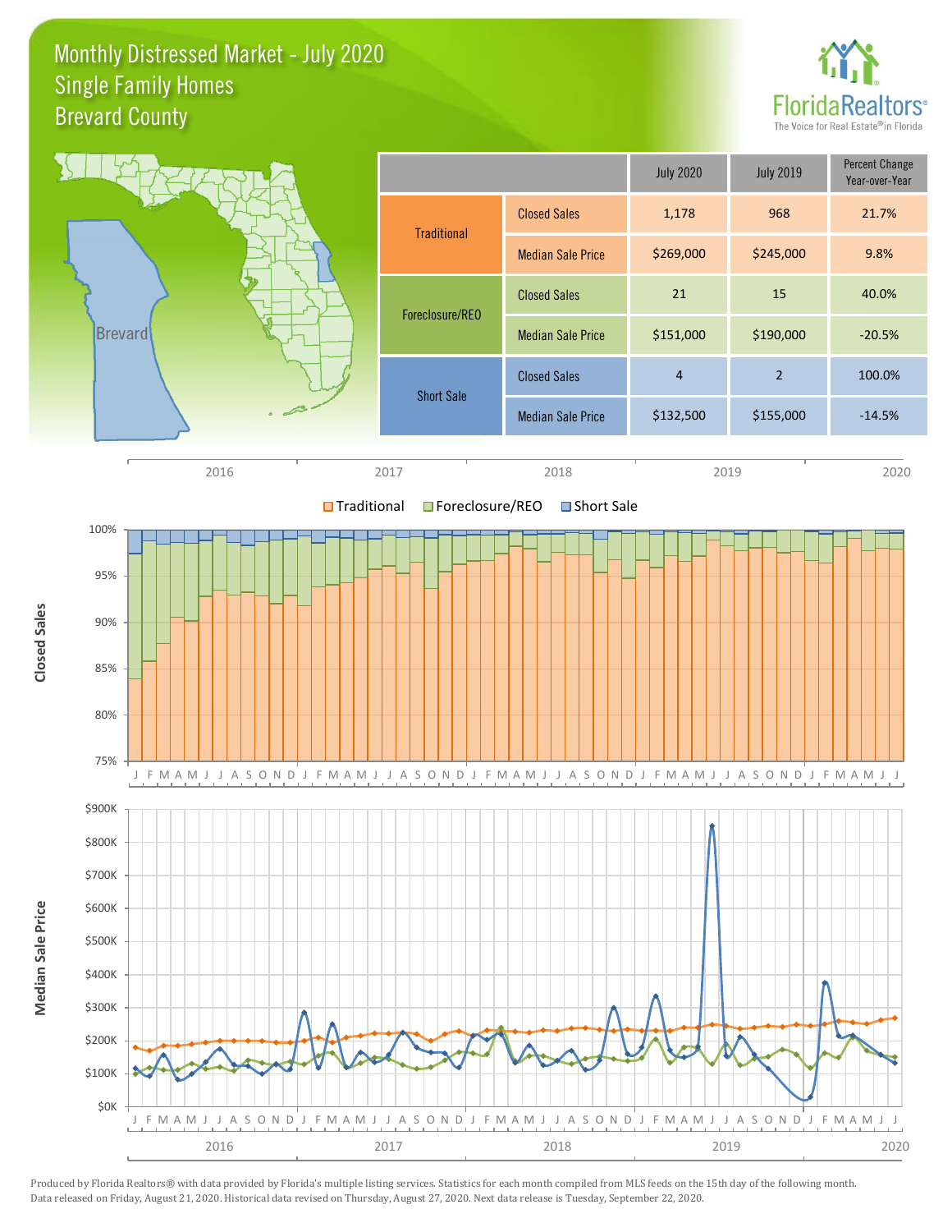# Monthly Distressed Market - July 2020
## Single Family Homes
## Brevard County

FloridaRealtors®
The Voice for Real Estate® in Florida

Brevard

| | | July 2020 | July 2019 | Percent Change Year-over-Year |
|---|---|---|---|---|
| Traditional | Closed Sales | 1,178 | 968 | 21.7% |
| | Median Sale Price | $269,000 | $245,000 | 9.8% |
| Foreclosure/REO | Closed Sales | 21 | 15 | 40.0% |
| | Median Sale Price | $151,000 | $190,000 | -20.5% |
| Short Sale | Closed Sales | 4 | 2 | 100.0% |
| | Median Sale Price | $132,500 | $155,000 | -14.5% |

2016 2017 2018 2019 2020

Traditional  Foreclosure/REO  Short Sale

Closed Sales

100%
95%
90%
85%
80%
75%

J F M A M J J A S O N D J F M A M J J A S O N D J F M A M J J A S O N D J F M A M J J A S O N D J F M A M J J

Median Sale Price

$900K
$800K
$700K
$600K
$500K
$400K
$300K
$200K
$100K
$0K

J F M A M J J A S O N D J F M A M J J A S O N D J F M A M J J A S O N D J F M A M J J A S O N D J F M A M J J

2016 2017 2018 2019 2020

Produced by Florida Realtors® with data provided by Florida's multiple listing services. Statistics for each month compiled from MLS feeds on the 15th day of the following month. Data released on Friday, August 21, 2020. Historical data revised on Thursday, August 27, 2020. Next data release is Tuesday, September 22, 2020.